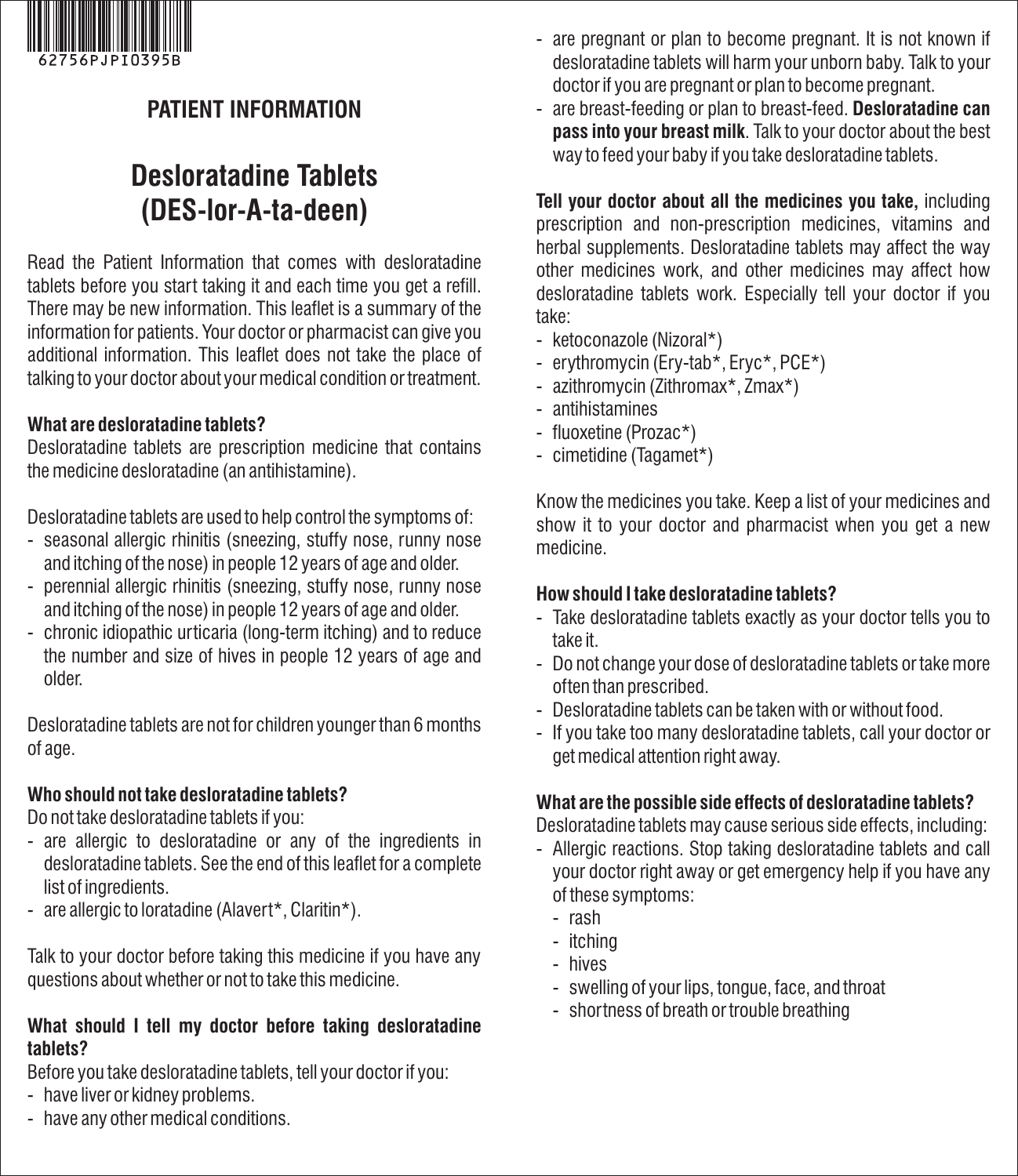62756PJPI0395B

## PATIENT INFORMATION

# Desloratadine Tablets (DES-lor-A-ta-deen)

Read the Patient Information that comes with desloratadine tablets before you start taking it and each time you get a refill. There may be new information. This leaflet is a summary of the information for patients. Your doctor or pharmacist can give you additional information. This leaflet does not take the place of talking to your doctor about your medical condition or treatment.

### What are desloratadine tablets?

Desloratadine tablets are prescription medicine that contains the medicine desloratadine (an antihistamine).

Desloratadine tablets are used to help control the symptoms of:

- seasonal allergic rhinitis (sneezing, stuffy nose, runny nose and itching of the nose) in people 12 years of age and older.
- perennial allergic rhinitis (sneezing, stuffy nose, runny nose and itching of the nose) in people 12 years of age and older.
- chronic idiopathic urticaria (long-term itching) and to reduce the number and size of hives in people 12 years of age and older.

Desloratadine tablets are not for children younger than 6 months of age.

### Who should not take desloratadine tablets?

Do not take desloratadine tablets if you:

- are allergic to desloratadine or any of the ingredients in desloratadine tablets. See the end of this leaflet for a complete list of ingredients.
- are allergic to loratadine (Alavert*, Claritin*).

Talk to your doctor before taking this medicine if you have any questions about whether or not to take this medicine.

### What should I tell my doctor before taking desloratadine tablets?

Before you take desloratadine tablets, tell your doctor if you:

- have liver or kidney problems.
- have any other medical conditions.
- are pregnant or plan to become pregnant. It is not known if desloratadine tablets will harm your unborn baby. Talk to your doctor if you are pregnant or plan to become pregnant.
- are breast-feeding or plan to breast-feed. **Desloratadine can pass into your breast milk**. Talk to your doctor about the best way to feed your baby if you take desloratadine tablets.

**Tell your doctor about all the medicines you take,** including prescription and non-prescription medicines, vitamins and herbal supplements. Desloratadine tablets may affect the way other medicines work, and other medicines may affect how desloratadine tablets work. Especially tell your doctor if you take:

- ketoconazole (Nizoral*)
- erythromycin (Ery-tab*, Eryc*, PCE*)
- azithromycin (Zithromax*, Zmax*)
- antihistamines
- fluoxetine (Prozac*)
- cimetidine (Tagamet*)

Know the medicines you take. Keep a list of your medicines and show it to your doctor and pharmacist when you get a new medicine.

### How should I take desloratadine tablets?

- Take desloratadine tablets exactly as your doctor tells you to take it.
- Do not change your dose of desloratadine tablets or take more often than prescribed.
- Desloratadine tablets can be taken with or without food.
- If you take too many desloratadine tablets, call your doctor or get medical attention right away.

### What are the possible side effects of desloratadine tablets?

Desloratadine tablets may cause serious side effects, including:

- Allergic reactions. Stop taking desloratadine tablets and call your doctor right away or get emergency help if you have any of these symptoms:
  - rash
  - itching
  - hives
  - swelling of your lips, tongue, face, and throat
  - shortness of breath or trouble breathing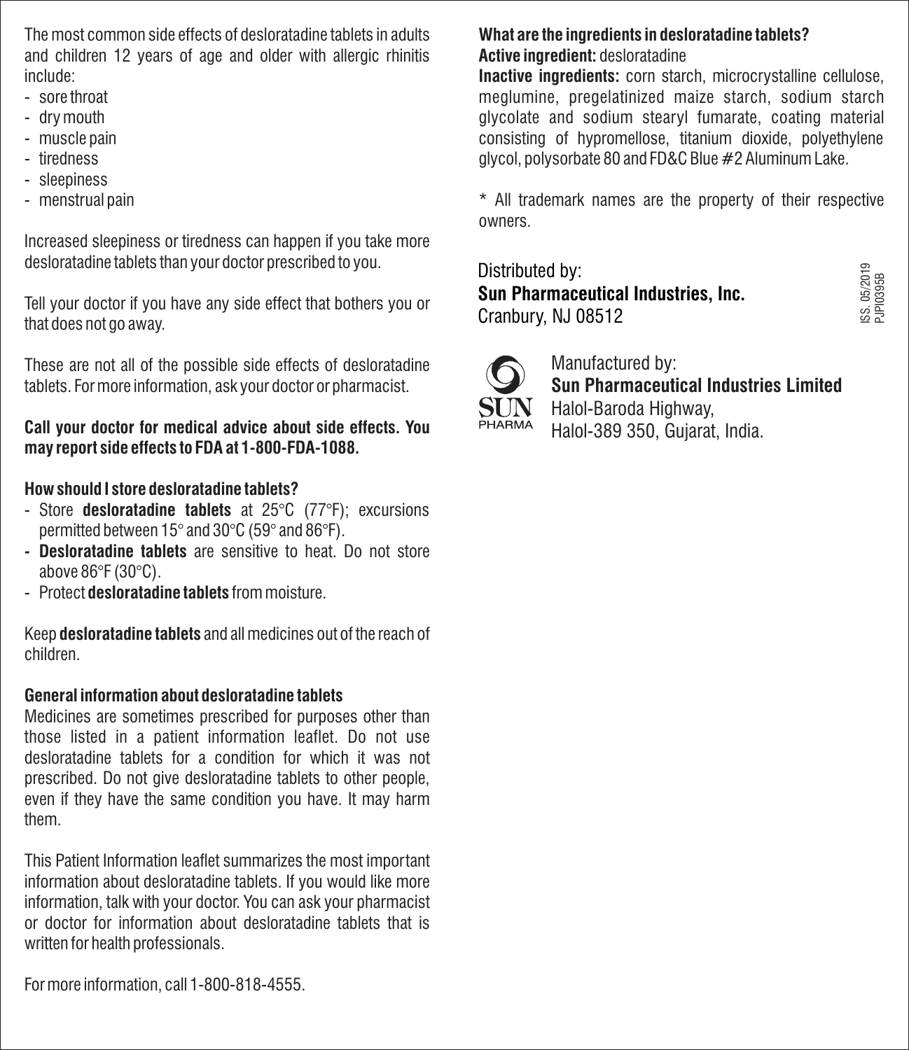The most common side effects of desloratadine tablets in adults and children 12 years of age and older with allergic rhinitis include:

- sore throat
- dry mouth
- muscle pain
- tiredness
- sleepiness
- menstrual pain

Increased sleepiness or tiredness can happen if you take more desloratadine tablets than your doctor prescribed to you.

Tell your doctor if you have any side effect that bothers you or that does not go away.

These are not all of the possible side effects of desloratadine tablets. For more information, ask your doctor or pharmacist.

**Call your doctor for medical advice about side effects. You may report side effects to FDA at 1-800-FDA-1088.**

**How should I store desloratadine tablets?**

- Store **desloratadine tablets** at 25°C (77°F); excursions permitted between 15° and 30°C (59° and 86°F).
- **Desloratadine tablets** are sensitive to heat. Do not store above 86°F (30°C).
- Protect **desloratadine tablets** from moisture.

Keep **desloratadine tablets** and all medicines out of the reach of children.

**General information about desloratadine tablets**

Medicines are sometimes prescribed for purposes other than those listed in a patient information leaflet. Do not use desloratadine tablets for a condition for which it was not prescribed. Do not give desloratadine tablets to other people, even if they have the same condition you have. It may harm them.

This Patient Information leaflet summarizes the most important information about desloratadine tablets. If you would like more information, talk with your doctor. You can ask your pharmacist or doctor for information about desloratadine tablets that is written for health professionals.

For more information, call 1-800-818-4555.

**What are the ingredients in desloratadine tablets?**

**Active ingredient:** desloratadine

**Inactive ingredients:** corn starch, microcrystalline cellulose, meglumine, pregelatinized maize starch, sodium starch glycolate and sodium stearyl fumarate, coating material consisting of hypromellose, titanium dioxide, polyethylene glycol, polysorbate 80 and FD&C Blue #2 Aluminum Lake.

* All trademark names are the property of their respective owners.

Distributed by:
**Sun Pharmaceutical Industries, Inc.**
Cranbury, NJ 08512

SUN PHARMA

Manufactured by:
**Sun Pharmaceutical Industries Limited**
Halol-Baroda Highway,
Halol-389 350, Gujarat, India.

ISS. 05/2019
PJPI0395B